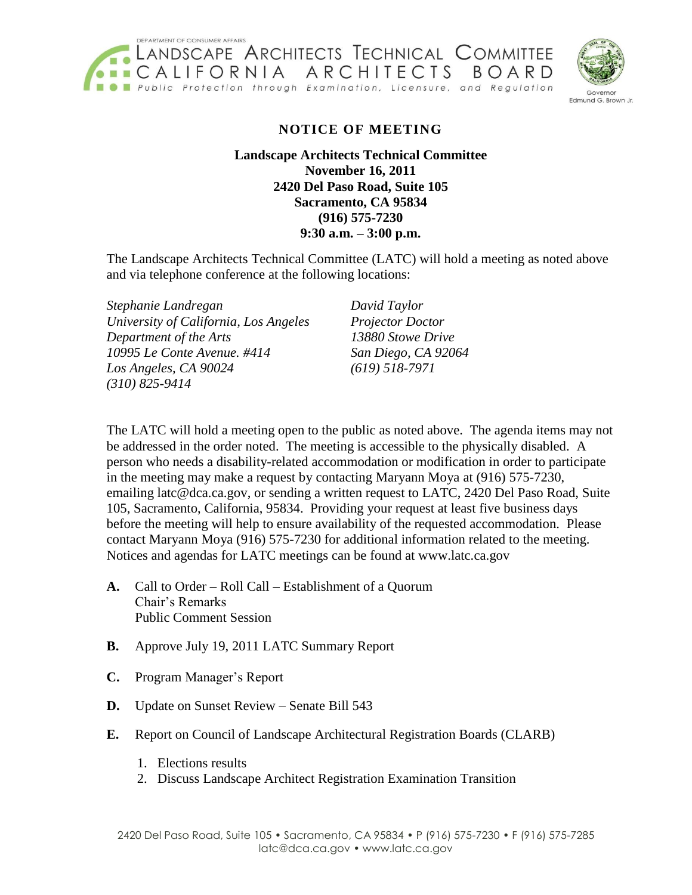DEPARTMENT OF CONSUMER AFFAIRS
LANDSCAPE ARCHITECTS TECHNICAL COMMITTEE
CALIFORNIA ARCHITECTS BOARD
Public Protection through Examination, Licensure, and Regulation

Governor
Edmund G. Brown Jr.

# NOTICE OF MEETING

**Landscape Architects Technical Committee**
**November 16, 2011**
**2420 Del Paso Road, Suite 105**
**Sacramento, CA 95834**
**(916) 575-7230**
**9:30 a.m. – 3:00 p.m.**

The Landscape Architects Technical Committee (LATC) will hold a meeting as noted above and via telephone conference at the following locations:

*Stephanie Landregan*
*University of California, Los Angeles*
*Department of the Arts*
*10995 Le Conte Avenue. #414*
*Los Angeles, CA 90024*
*(310) 825-9414*

*David Taylor*
*Projector Doctor*
*13880 Stowe Drive*
*San Diego, CA 92064*
*(619) 518-7971*

The LATC will hold a meeting open to the public as noted above. The agenda items may not be addressed in the order noted. The meeting is accessible to the physically disabled. A person who needs a disability-related accommodation or modification in order to participate in the meeting may make a request by contacting Maryann Moya at (916) 575-7230, emailing latc@dca.ca.gov, or sending a written request to LATC, 2420 Del Paso Road, Suite 105, Sacramento, California, 95834. Providing your request at least five business days before the meeting will help to ensure availability of the requested accommodation. Please contact Maryann Moya (916) 575-7230 for additional information related to the meeting. Notices and agendas for LATC meetings can be found at www.latc.ca.gov

**A.** Call to Order – Roll Call – Establishment of a Quorum
Chair's Remarks
Public Comment Session

**B.** Approve July 19, 2011 LATC Summary Report

**C.** Program Manager's Report

**D.** Update on Sunset Review – Senate Bill 543

**E.** Report on Council of Landscape Architectural Registration Boards (CLARB)

1. Elections results
2. Discuss Landscape Architect Registration Examination Transition

2420 Del Paso Road, Suite 105 • Sacramento, CA 95834 • P (916) 575-7230 • F (916) 575-7285
latc@dca.ca.gov • www.latc.ca.gov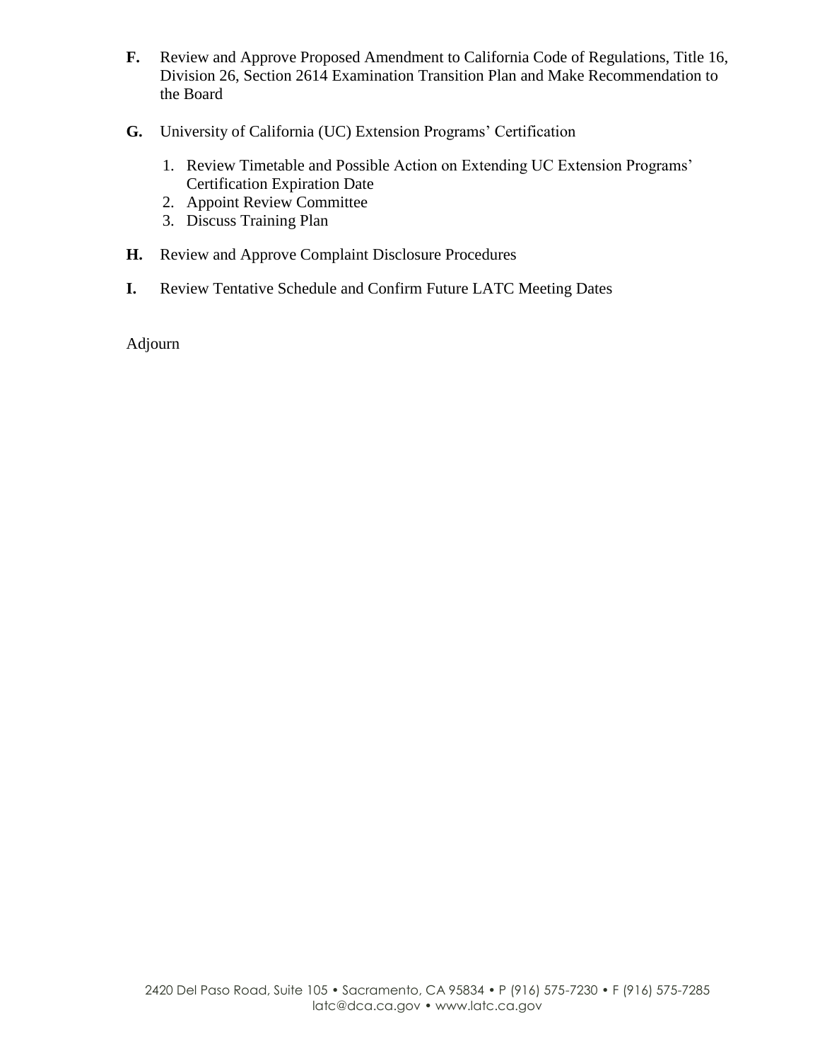**F.** Review and Approve Proposed Amendment to California Code of Regulations, Title 16, Division 26, Section 2614 Examination Transition Plan and Make Recommendation to the Board

**G.** University of California (UC) Extension Programs' Certification

1. Review Timetable and Possible Action on Extending UC Extension Programs' Certification Expiration Date
2. Appoint Review Committee
3. Discuss Training Plan

**H.** Review and Approve Complaint Disclosure Procedures

**I.** Review Tentative Schedule and Confirm Future LATC Meeting Dates

Adjourn

2420 Del Paso Road, Suite 105 • Sacramento, CA 95834 • P (916) 575-7230 • F (916) 575-7285
latc@dca.ca.gov • www.latc.ca.gov